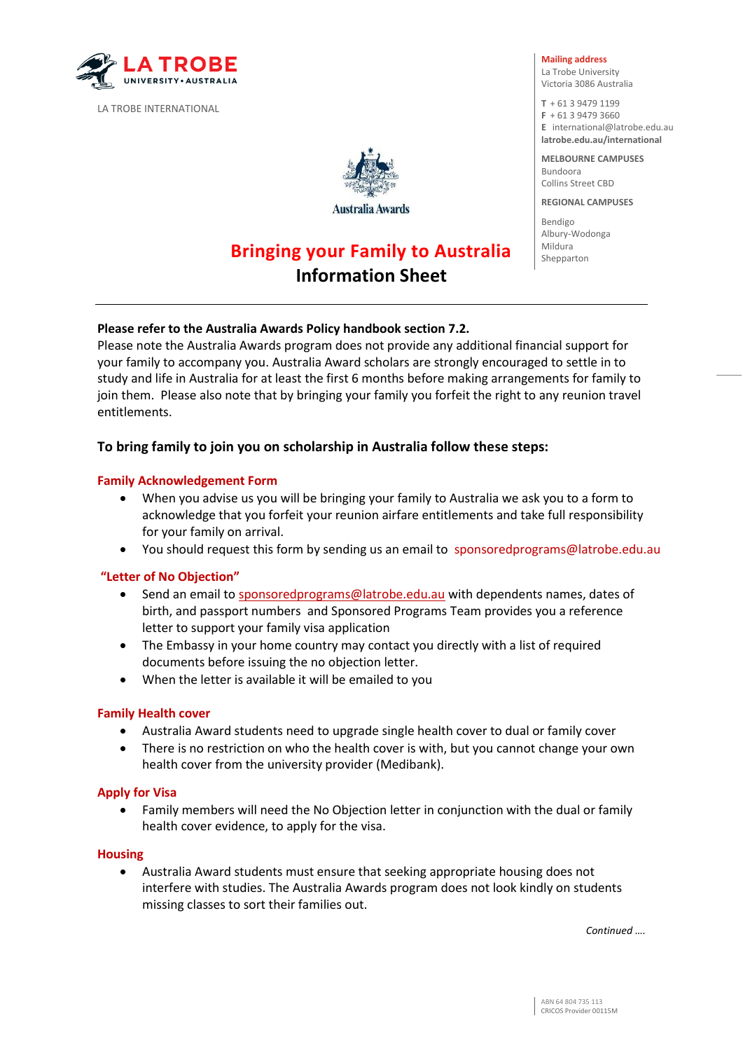LA TROBE UNIVERSITY • AUSTRALIA

LA TROBE INTERNATIONAL

**Mailing address**
La Trobe University
Victoria 3086 Australia

**T** + 61 3 9479 1199
**F** + 61 3 9479 3660
**E** international@latrobe.edu.au
**latrobe.edu.au/international**

**MELBOURNE CAMPUSES**
Bundoora
Collins Street CBD

**REGIONAL CAMPUSES**
Bendigo
Albury-Wodonga
Mildura
Shepparton

Australia Awards

# Bringing your Family to Australia Information Sheet

**Please refer to the Australia Awards Policy handbook section 7.2.**
Please note the Australia Awards program does not provide any additional financial support for your family to accompany you. Australia Award scholars are strongly encouraged to settle in to study and life in Australia for at least the first 6 months before making arrangements for family to join them. Please also note that by bringing your family you forfeit the right to any reunion travel entitlements.

## To bring family to join you on scholarship in Australia follow these steps:

### Family Acknowledgement Form

- When you advise us you will be bringing your family to Australia we ask you to a form to acknowledge that you forfeit your reunion airfare entitlements and take full responsibility for your family on arrival.
- You should request this form by sending us an email to sponsoredprograms@latrobe.edu.au

### "Letter of No Objection"

- Send an email to sponsoredprograms@latrobe.edu.au with dependents names, dates of birth, and passport numbers and Sponsored Programs Team provides you a reference letter to support your family visa application
- The Embassy in your home country may contact you directly with a list of required documents before issuing the no objection letter.
- When the letter is available it will be emailed to you

### Family Health cover

- Australia Award students need to upgrade single health cover to dual or family cover
- There is no restriction on who the health cover is with, but you cannot change your own health cover from the university provider (Medibank).

### Apply for Visa

- Family members will need the No Objection letter in conjunction with the dual or family health cover evidence, to apply for the visa.

### Housing

- Australia Award students must ensure that seeking appropriate housing does not interfere with studies. The Australia Awards program does not look kindly on students missing classes to sort their families out.

*Continued ….*

ABN 64 804 735 113
CRICOS Provider 00115M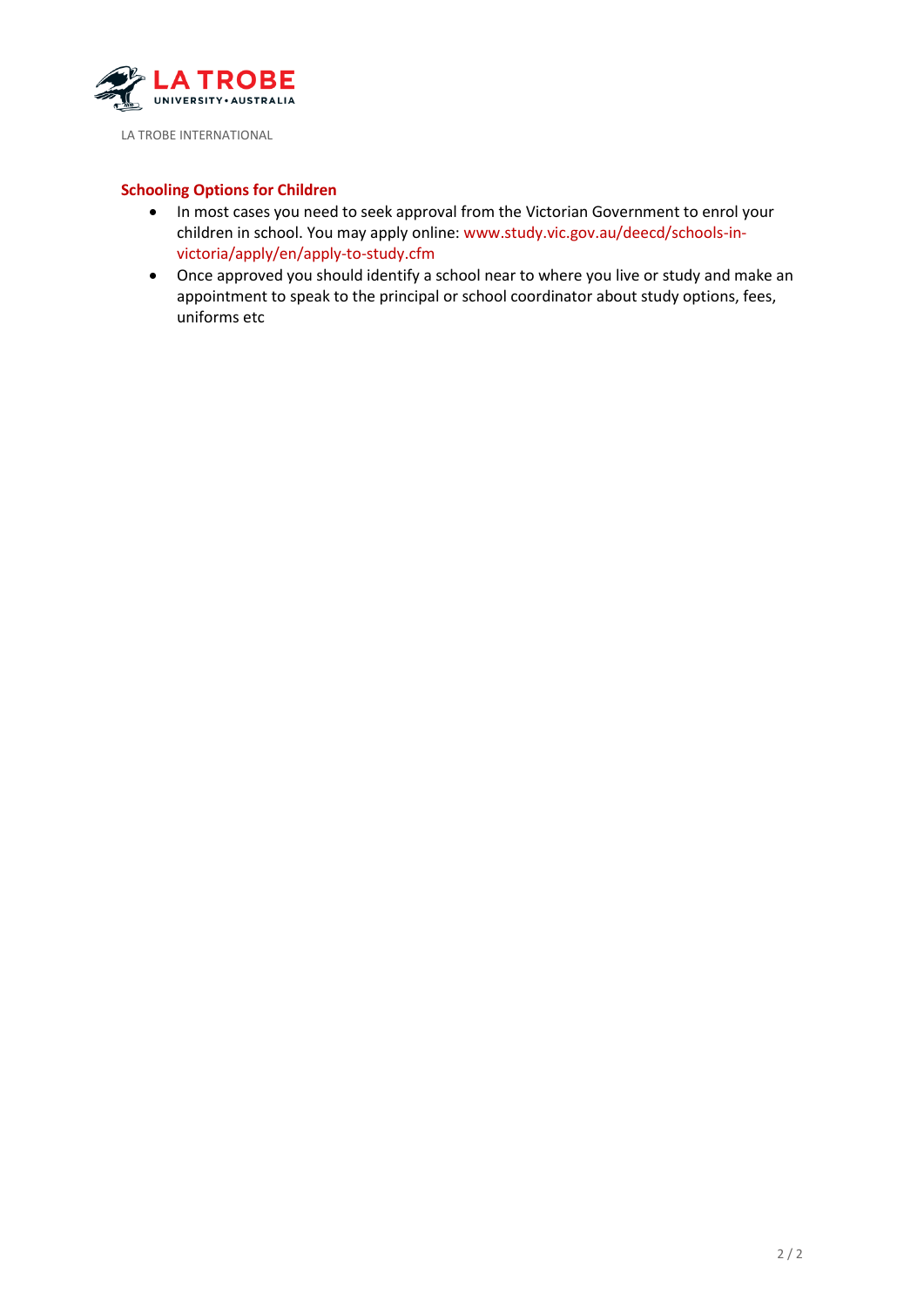## Schooling Options for Children

- In most cases you need to seek approval from the Victorian Government to enrol your children in school. You may apply online: www.study.vic.gov.au/deecd/schools-in-victoria/apply/en/apply-to-study.cfm
- Once approved you should identify a school near to where you live or study and make an appointment to speak to the principal or school coordinator about study options, fees, uniforms etc